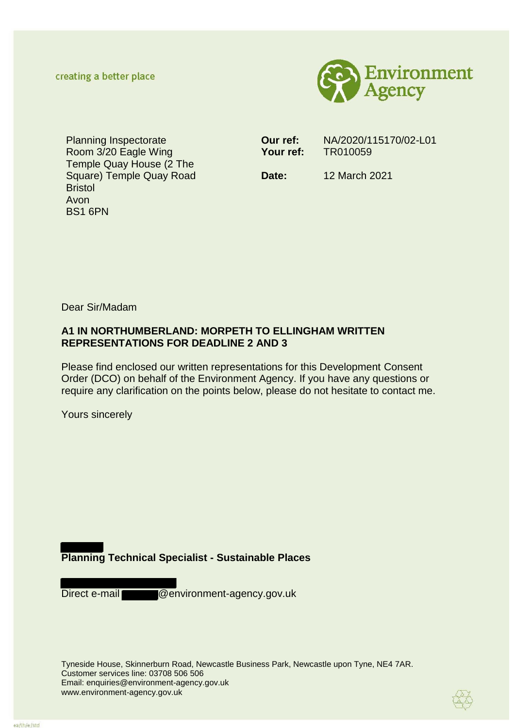creating a better place

Environment Agency

Planning Inspectorate
Room 3/20 Eagle Wing
Temple Quay House (2 The Square) Temple Quay Road
Bristol
Avon
BS1 6PN

**Our ref:** NA/2020/115170/02-L01
**Your ref:** TR010059

**Date:** 12 March 2021

Dear Sir/Madam

**A1 IN NORTHUMBERLAND: MORPETH TO ELLINGHAM WRITTEN REPRESENTATIONS FOR DEADLINE 2 AND 3**

Please find enclosed our written representations for this Development Consent Order (DCO) on behalf of the Environment Agency. If you have any questions or require any clarification on the points below, please do not hesitate to contact me.

Yours sincerely

**Planning Technical Specialist - Sustainable Places**

Direct e-mail @environment-agency.gov.uk

Tyneside House, Skinnerburn Road, Newcastle Business Park, Newcastle upon Tyne, NE4 7AR.
Customer services line: 03708 506 506
Email: enquiries@environment-agency.gov.uk
www.environment-agency.gov.uk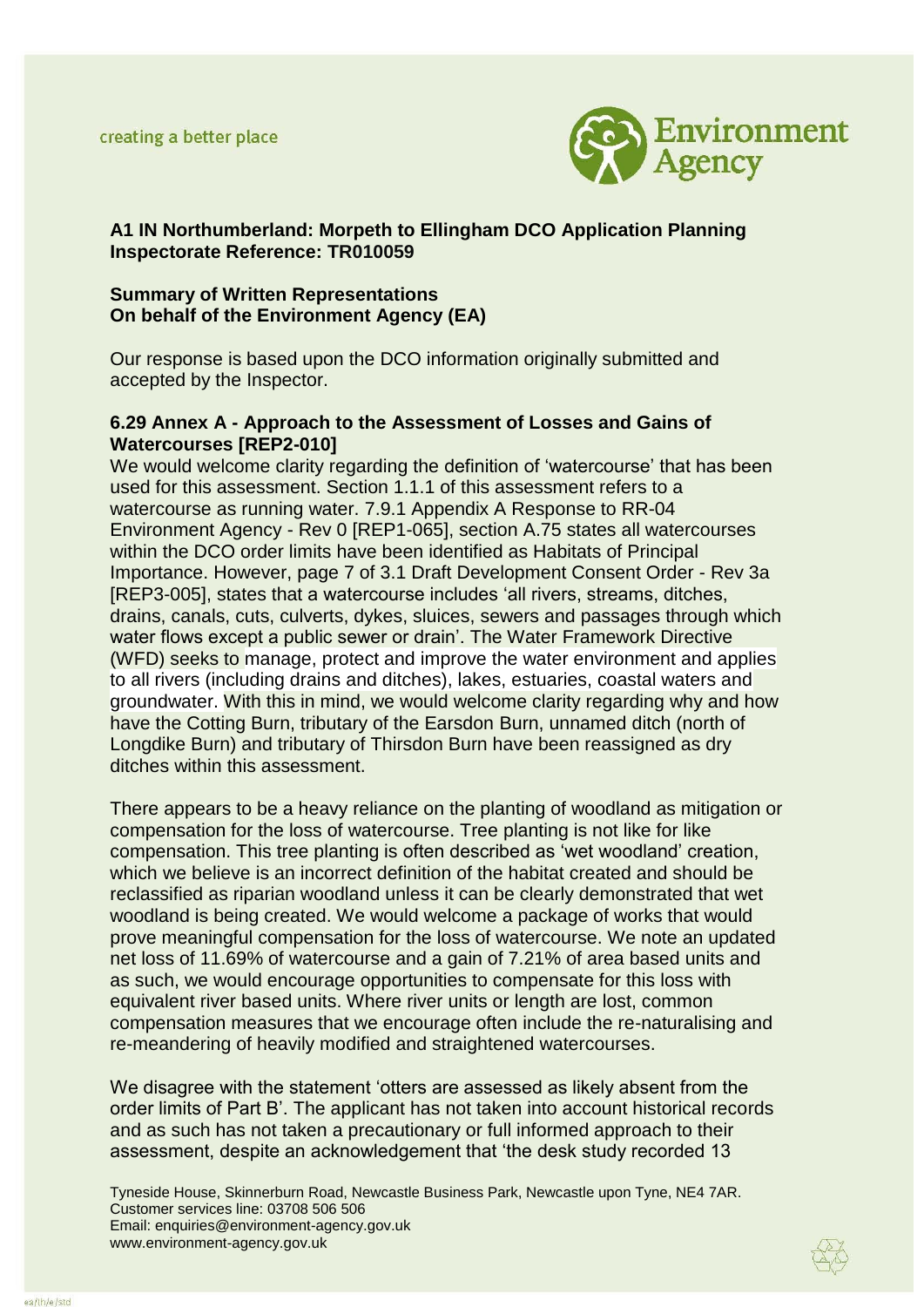**A1 IN Northumberland: Morpeth to Ellingham DCO Application Planning Inspectorate Reference: TR010059**

**Summary of Written Representations**
**On behalf of the Environment Agency (EA)**

Our response is based upon the DCO information originally submitted and accepted by the Inspector.

**6.29 Annex A - Approach to the Assessment of Losses and Gains of Watercourses [REP2-010]**

We would welcome clarity regarding the definition of 'watercourse' that has been used for this assessment. Section 1.1.1 of this assessment refers to a watercourse as running water. 7.9.1 Appendix A Response to RR-04 Environment Agency - Rev 0 [REP1-065], section A.75 states all watercourses within the DCO order limits have been identified as Habitats of Principal Importance. However, page 7 of 3.1 Draft Development Consent Order - Rev 3a [REP3-005], states that a watercourse includes 'all rivers, streams, ditches, drains, canals, cuts, culverts, dykes, sluices, sewers and passages through which water flows except a public sewer or drain'. The Water Framework Directive (WFD) seeks to manage, protect and improve the water environment and applies to all rivers (including drains and ditches), lakes, estuaries, coastal waters and groundwater. With this in mind, we would welcome clarity regarding why and how have the Cotting Burn, tributary of the Earsdon Burn, unnamed ditch (north of Longdike Burn) and tributary of Thirsdon Burn have been reassigned as dry ditches within this assessment.

There appears to be a heavy reliance on the planting of woodland as mitigation or compensation for the loss of watercourse. Tree planting is not like for like compensation. This tree planting is often described as 'wet woodland' creation, which we believe is an incorrect definition of the habitat created and should be reclassified as riparian woodland unless it can be clearly demonstrated that wet woodland is being created. We would welcome a package of works that would prove meaningful compensation for the loss of watercourse. We note an updated net loss of 11.69% of watercourse and a gain of 7.21% of area based units and as such, we would encourage opportunities to compensate for this loss with equivalent river based units. Where river units or length are lost, common compensation measures that we encourage often include the re-naturalising and re-meandering of heavily modified and straightened watercourses.

We disagree with the statement 'otters are assessed as likely absent from the order limits of Part B'. The applicant has not taken into account historical records and as such has not taken a precautionary or full informed approach to their assessment, despite an acknowledgement that 'the desk study recorded 13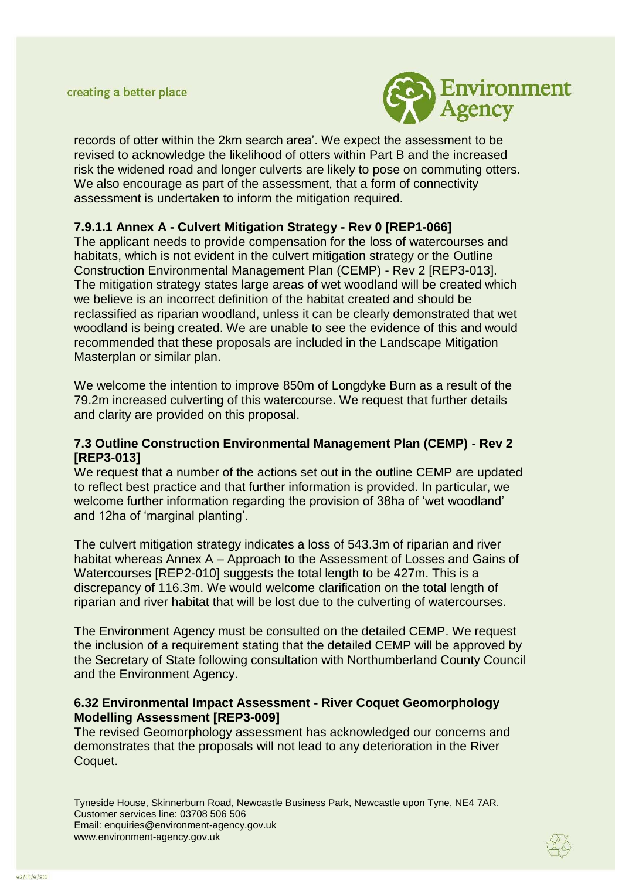records of otter within the 2km search area'. We expect the assessment to be revised to acknowledge the likelihood of otters within Part B and the increased risk the widened road and longer culverts are likely to pose on commuting otters. We also encourage as part of the assessment, that a form of connectivity assessment is undertaken to inform the mitigation required.

### 7.9.1.1 Annex A - Culvert Mitigation Strategy - Rev 0 [REP1-066]

The applicant needs to provide compensation for the loss of watercourses and habitats, which is not evident in the culvert mitigation strategy or the Outline Construction Environmental Management Plan (CEMP) - Rev 2 [REP3-013]. The mitigation strategy states large areas of wet woodland will be created which we believe is an incorrect definition of the habitat created and should be reclassified as riparian woodland, unless it can be clearly demonstrated that wet woodland is being created. We are unable to see the evidence of this and would recommended that these proposals are included in the Landscape Mitigation Masterplan or similar plan.

We welcome the intention to improve 850m of Longdyke Burn as a result of the 79.2m increased culverting of this watercourse. We request that further details and clarity are provided on this proposal.

### 7.3 Outline Construction Environmental Management Plan (CEMP) - Rev 2 [REP3-013]

We request that a number of the actions set out in the outline CEMP are updated to reflect best practice and that further information is provided. In particular, we welcome further information regarding the provision of 38ha of 'wet woodland' and 12ha of 'marginal planting'.

The culvert mitigation strategy indicates a loss of 543.3m of riparian and river habitat whereas Annex A – Approach to the Assessment of Losses and Gains of Watercourses [REP2-010] suggests the total length to be 427m. This is a discrepancy of 116.3m. We would welcome clarification on the total length of riparian and river habitat that will be lost due to the culverting of watercourses.

The Environment Agency must be consulted on the detailed CEMP. We request the inclusion of a requirement stating that the detailed CEMP will be approved by the Secretary of State following consultation with Northumberland County Council and the Environment Agency.

### 6.32 Environmental Impact Assessment - River Coquet Geomorphology Modelling Assessment [REP3-009]

The revised Geomorphology assessment has acknowledged our concerns and demonstrates that the proposals will not lead to any deterioration in the River Coquet.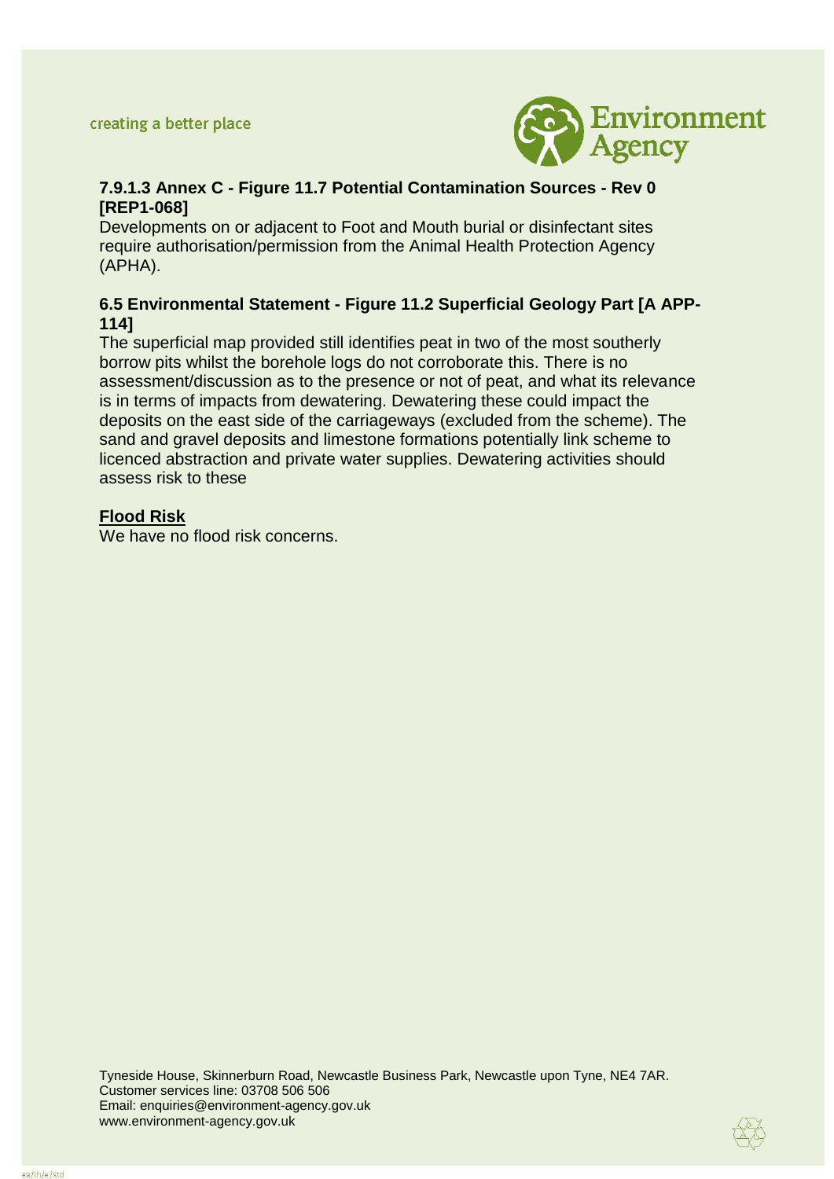**7.9.1.3 Annex C - Figure 11.7 Potential Contamination Sources - Rev 0 [REP1-068]**

Developments on or adjacent to Foot and Mouth burial or disinfectant sites require authorisation/permission from the Animal Health Protection Agency (APHA).

**6.5 Environmental Statement - Figure 11.2 Superficial Geology Part [A APP-114]**

The superficial map provided still identifies peat in two of the most southerly borrow pits whilst the borehole logs do not corroborate this. There is no assessment/discussion as to the presence or not of peat, and what its relevance is in terms of impacts from dewatering. Dewatering these could impact the deposits on the east side of the carriageways (excluded from the scheme). The sand and gravel deposits and limestone formations potentially link scheme to licenced abstraction and private water supplies. Dewatering activities should assess risk to these

**Flood Risk**

We have no flood risk concerns.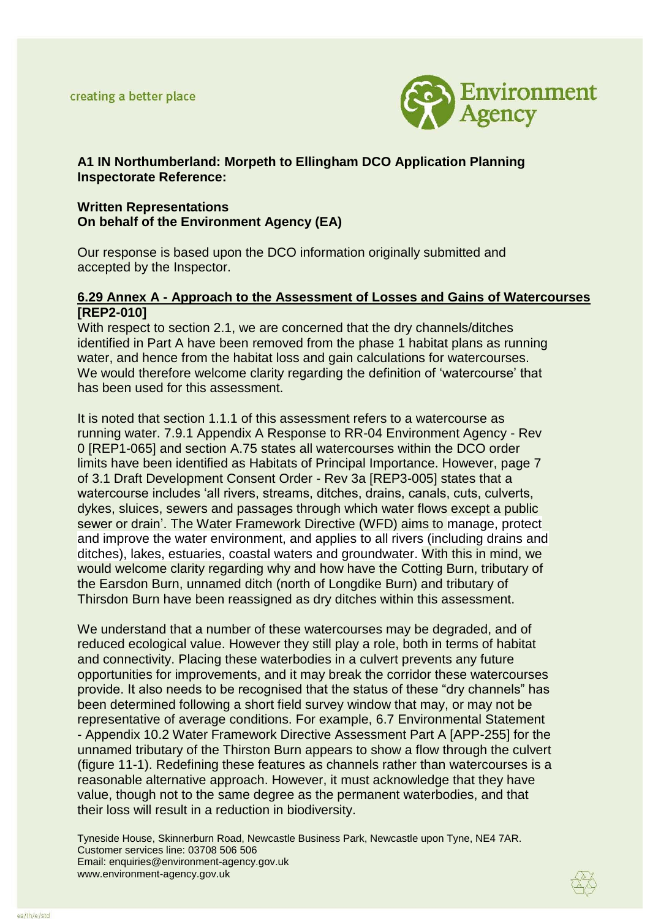creating a better place

**A1 IN Northumberland: Morpeth to Ellingham DCO Application Planning Inspectorate Reference:**

**Written Representations**
**On behalf of the Environment Agency (EA)**

Our response is based upon the DCO information originally submitted and accepted by the Inspector.

**6.29 Annex A - Approach to the Assessment of Losses and Gains of Watercourses [REP2-010]**

With respect to section 2.1, we are concerned that the dry channels/ditches identified in Part A have been removed from the phase 1 habitat plans as running water, and hence from the habitat loss and gain calculations for watercourses. We would therefore welcome clarity regarding the definition of 'watercourse' that has been used for this assessment.

It is noted that section 1.1.1 of this assessment refers to a watercourse as running water. 7.9.1 Appendix A Response to RR-04 Environment Agency - Rev 0 [REP1-065] and section A.75 states all watercourses within the DCO order limits have been identified as Habitats of Principal Importance. However, page 7 of 3.1 Draft Development Consent Order - Rev 3a [REP3-005] states that a watercourse includes 'all rivers, streams, ditches, drains, canals, cuts, culverts, dykes, sluices, sewers and passages through which water flows except a public sewer or drain'. The Water Framework Directive (WFD) aims to manage, protect and improve the water environment, and applies to all rivers (including drains and ditches), lakes, estuaries, coastal waters and groundwater. With this in mind, we would welcome clarity regarding why and how have the Cotting Burn, tributary of the Earsdon Burn, unnamed ditch (north of Longdike Burn) and tributary of Thirsdon Burn have been reassigned as dry ditches within this assessment.

We understand that a number of these watercourses may be degraded, and of reduced ecological value. However they still play a role, both in terms of habitat and connectivity. Placing these waterbodies in a culvert prevents any future opportunities for improvements, and it may break the corridor these watercourses provide. It also needs to be recognised that the status of these "dry channels" has been determined following a short field survey window that may, or may not be representative of average conditions. For example, 6.7 Environmental Statement - Appendix 10.2 Water Framework Directive Assessment Part A [APP-255] for the unnamed tributary of the Thirston Burn appears to show a flow through the culvert (figure 11-1). Redefining these features as channels rather than watercourses is a reasonable alternative approach. However, it must acknowledge that they have value, though not to the same degree as the permanent waterbodies, and that their loss will result in a reduction in biodiversity.

Tyneside House, Skinnerburn Road, Newcastle Business Park, Newcastle upon Tyne, NE4 7AR.
Customer services line: 03708 506 506
Email: enquiries@environment-agency.gov.uk
www.environment-agency.gov.uk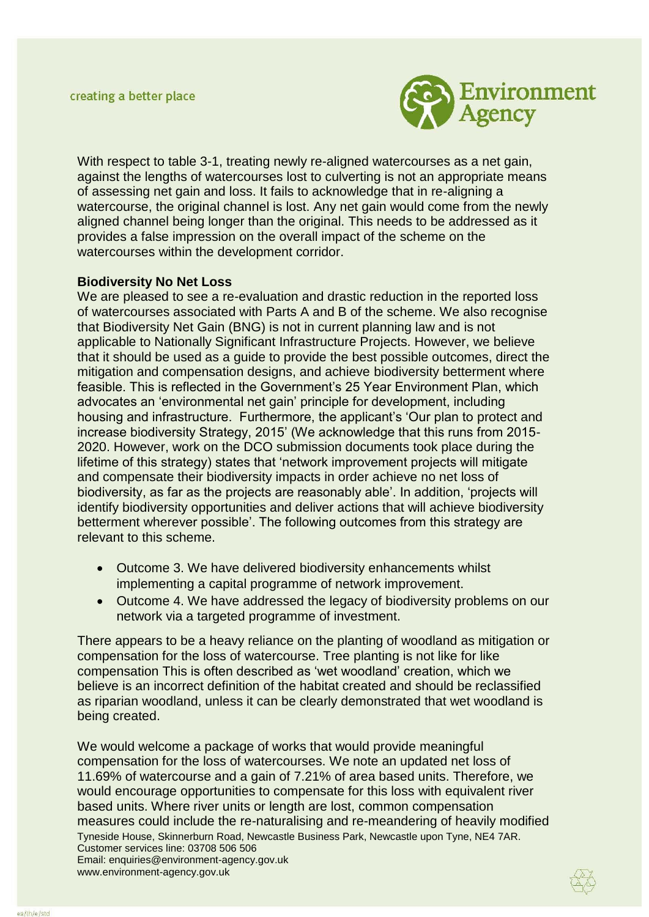With respect to table 3-1, treating newly re-aligned watercourses as a net gain, against the lengths of watercourses lost to culverting is not an appropriate means of assessing net gain and loss. It fails to acknowledge that in re-aligning a watercourse, the original channel is lost. Any net gain would come from the newly aligned channel being longer than the original. This needs to be addressed as it provides a false impression on the overall impact of the scheme on the watercourses within the development corridor.

**Biodiversity No Net Loss**

We are pleased to see a re-evaluation and drastic reduction in the reported loss of watercourses associated with Parts A and B of the scheme. We also recognise that Biodiversity Net Gain (BNG) is not in current planning law and is not applicable to Nationally Significant Infrastructure Projects. However, we believe that it should be used as a guide to provide the best possible outcomes, direct the mitigation and compensation designs, and achieve biodiversity betterment where feasible. This is reflected in the Government's 25 Year Environment Plan, which advocates an 'environmental net gain' principle for development, including housing and infrastructure. Furthermore, the applicant's 'Our plan to protect and increase biodiversity Strategy, 2015' (We acknowledge that this runs from 2015-2020. However, work on the DCO submission documents took place during the lifetime of this strategy) states that 'network improvement projects will mitigate and compensate their biodiversity impacts in order achieve no net loss of biodiversity, as far as the projects are reasonably able'. In addition, 'projects will identify biodiversity opportunities and deliver actions that will achieve biodiversity betterment wherever possible'. The following outcomes from this strategy are relevant to this scheme.

- Outcome 3. We have delivered biodiversity enhancements whilst implementing a capital programme of network improvement.
- Outcome 4. We have addressed the legacy of biodiversity problems on our network via a targeted programme of investment.

There appears to be a heavy reliance on the planting of woodland as mitigation or compensation for the loss of watercourse. Tree planting is not like for like compensation This is often described as 'wet woodland' creation, which we believe is an incorrect definition of the habitat created and should be reclassified as riparian woodland, unless it can be clearly demonstrated that wet woodland is being created.

We would welcome a package of works that would provide meaningful compensation for the loss of watercourses. We note an updated net loss of 11.69% of watercourse and a gain of 7.21% of area based units. Therefore, we would encourage opportunities to compensate for this loss with equivalent river based units. Where river units or length are lost, common compensation measures could include the re-naturalising and re-meandering of heavily modified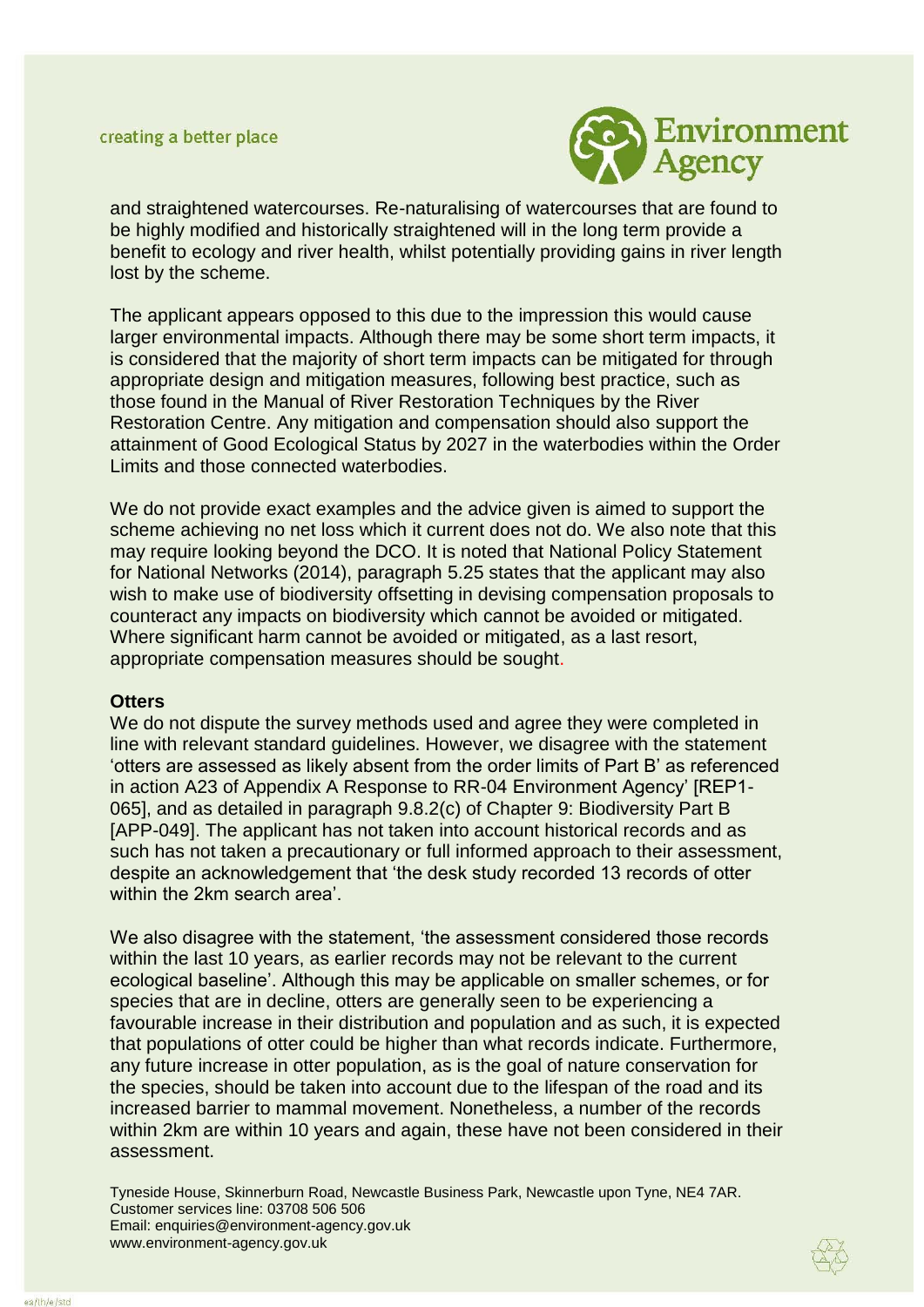and straightened watercourses. Re-naturalising of watercourses that are found to be highly modified and historically straightened will in the long term provide a benefit to ecology and river health, whilst potentially providing gains in river length lost by the scheme.

The applicant appears opposed to this due to the impression this would cause larger environmental impacts. Although there may be some short term impacts, it is considered that the majority of short term impacts can be mitigated for through appropriate design and mitigation measures, following best practice, such as those found in the Manual of River Restoration Techniques by the River Restoration Centre. Any mitigation and compensation should also support the attainment of Good Ecological Status by 2027 in the waterbodies within the Order Limits and those connected waterbodies.

We do not provide exact examples and the advice given is aimed to support the scheme achieving no net loss which it current does not do. We also note that this may require looking beyond the DCO. It is noted that National Policy Statement for National Networks (2014), paragraph 5.25 states that the applicant may also wish to make use of biodiversity offsetting in devising compensation proposals to counteract any impacts on biodiversity which cannot be avoided or mitigated. Where significant harm cannot be avoided or mitigated, as a last resort, appropriate compensation measures should be sought.

**Otters**

We do not dispute the survey methods used and agree they were completed in line with relevant standard guidelines. However, we disagree with the statement 'otters are assessed as likely absent from the order limits of Part B' as referenced in action A23 of Appendix A Response to RR-04 Environment Agency' [REP1-065], and as detailed in paragraph 9.8.2(c) of Chapter 9: Biodiversity Part B [APP-049]. The applicant has not taken into account historical records and as such has not taken a precautionary or full informed approach to their assessment, despite an acknowledgement that 'the desk study recorded 13 records of otter within the 2km search area'.

We also disagree with the statement, 'the assessment considered those records within the last 10 years, as earlier records may not be relevant to the current ecological baseline'. Although this may be applicable on smaller schemes, or for species that are in decline, otters are generally seen to be experiencing a favourable increase in their distribution and population and as such, it is expected that populations of otter could be higher than what records indicate. Furthermore, any future increase in otter population, as is the goal of nature conservation for the species, should be taken into account due to the lifespan of the road and its increased barrier to mammal movement. Nonetheless, a number of the records within 2km are within 10 years and again, these have not been considered in their assessment.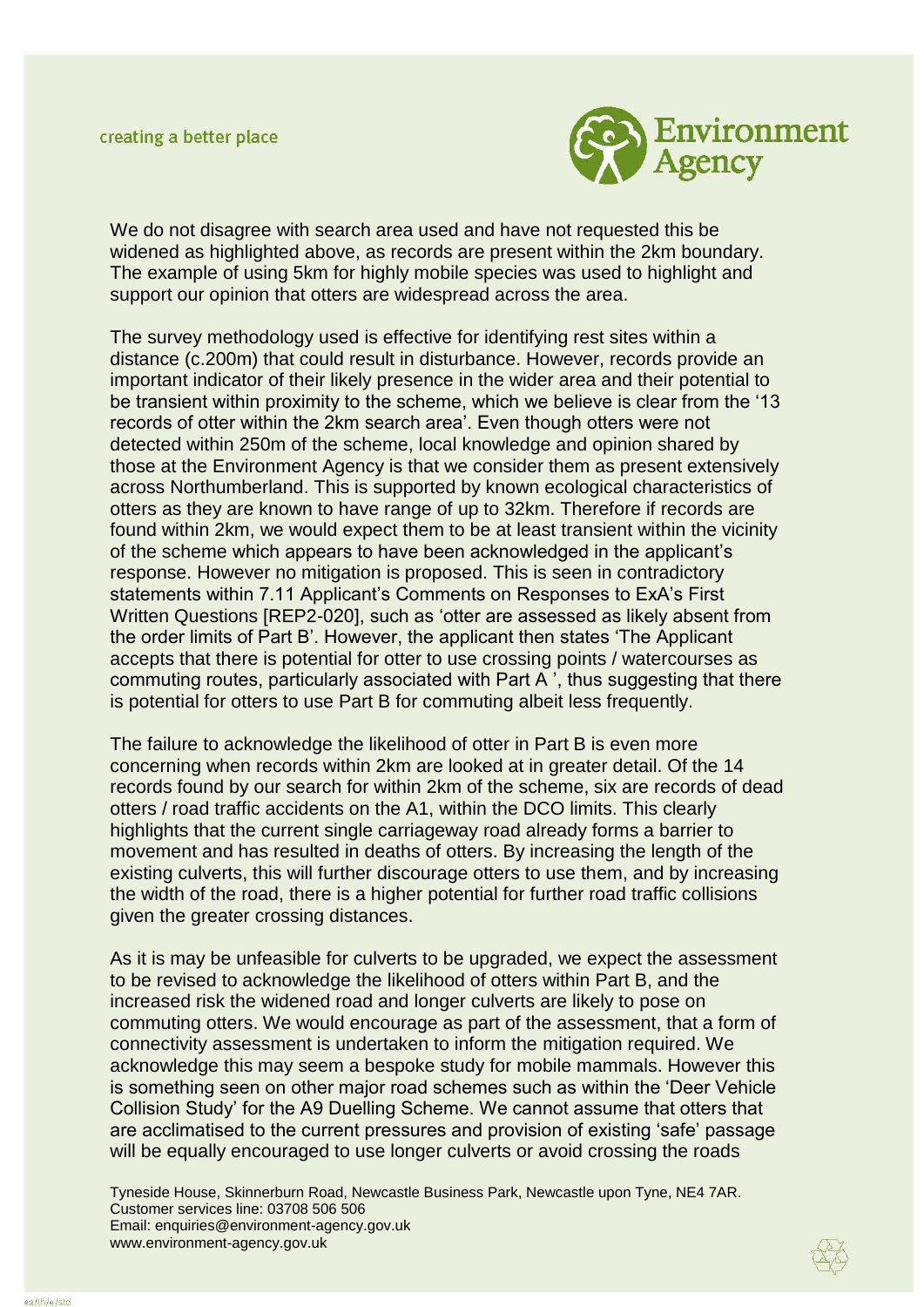We do not disagree with search area used and have not requested this be widened as highlighted above, as records are present within the 2km boundary. The example of using 5km for highly mobile species was used to highlight and support our opinion that otters are widespread across the area.

The survey methodology used is effective for identifying rest sites within a distance (c.200m) that could result in disturbance. However, records provide an important indicator of their likely presence in the wider area and their potential to be transient within proximity to the scheme, which we believe is clear from the '13 records of otter within the 2km search area'. Even though otters were not detected within 250m of the scheme, local knowledge and opinion shared by those at the Environment Agency is that we consider them as present extensively across Northumberland. This is supported by known ecological characteristics of otters as they are known to have range of up to 32km. Therefore if records are found within 2km, we would expect them to be at least transient within the vicinity of the scheme which appears to have been acknowledged in the applicant's response. However no mitigation is proposed. This is seen in contradictory statements within 7.11 Applicant's Comments on Responses to ExA's First Written Questions [REP2-020], such as 'otter are assessed as likely absent from the order limits of Part B'. However, the applicant then states 'The Applicant accepts that there is potential for otter to use crossing points / watercourses as commuting routes, particularly associated with Part A ', thus suggesting that there is potential for otters to use Part B for commuting albeit less frequently.

The failure to acknowledge the likelihood of otter in Part B is even more concerning when records within 2km are looked at in greater detail. Of the 14 records found by our search for within 2km of the scheme, six are records of dead otters / road traffic accidents on the A1, within the DCO limits. This clearly highlights that the current single carriageway road already forms a barrier to movement and has resulted in deaths of otters. By increasing the length of the existing culverts, this will further discourage otters to use them, and by increasing the width of the road, there is a higher potential for further road traffic collisions given the greater crossing distances.

As it is may be unfeasible for culverts to be upgraded, we expect the assessment to be revised to acknowledge the likelihood of otters within Part B, and the increased risk the widened road and longer culverts are likely to pose on commuting otters. We would encourage as part of the assessment, that a form of connectivity assessment is undertaken to inform the mitigation required. We acknowledge this may seem a bespoke study for mobile mammals. However this is something seen on other major road schemes such as within the 'Deer Vehicle Collision Study' for the A9 Duelling Scheme. We cannot assume that otters that are acclimatised to the current pressures and provision of existing 'safe' passage will be equally encouraged to use longer culverts or avoid crossing the roads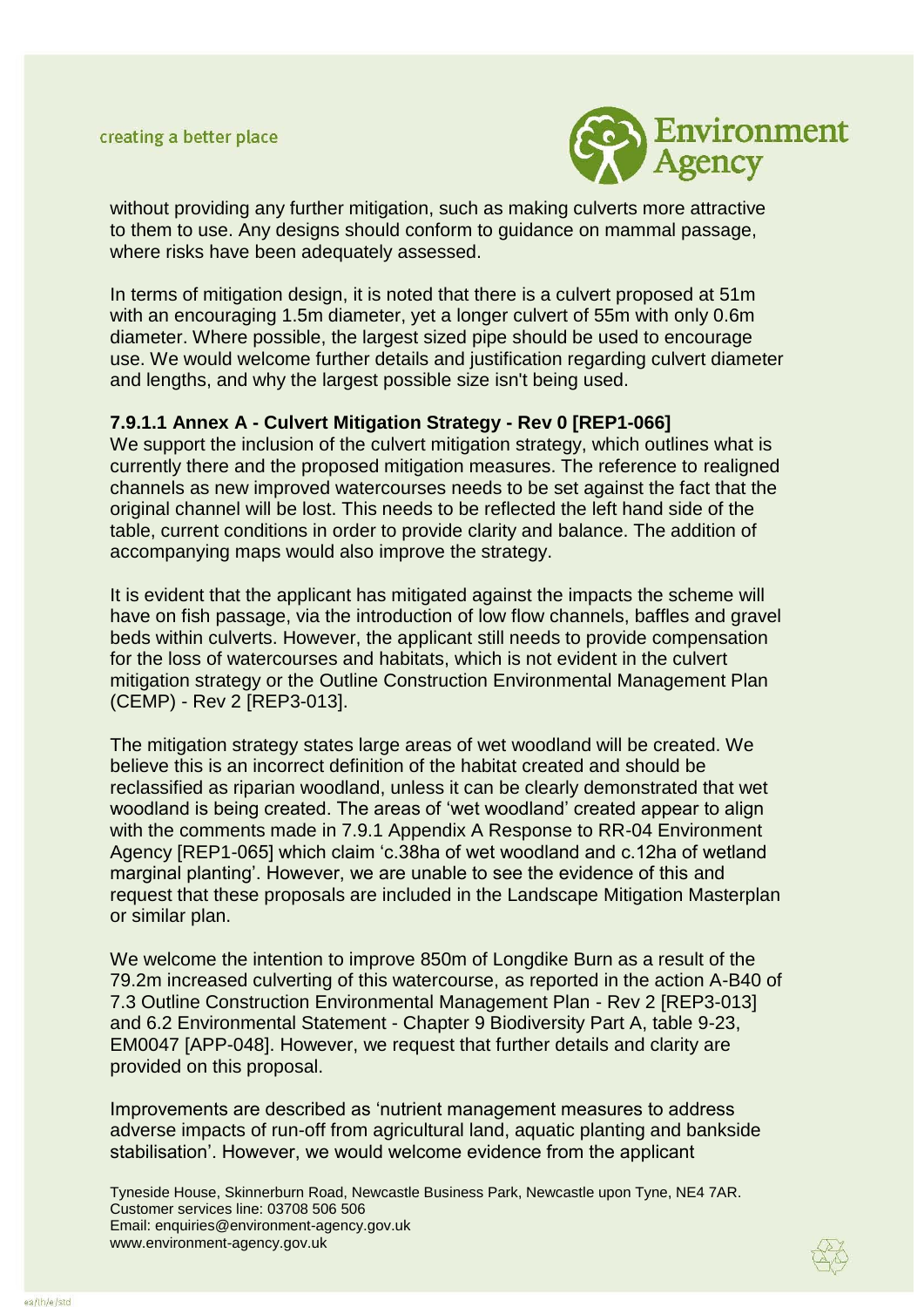without providing any further mitigation, such as making culverts more attractive to them to use. Any designs should conform to guidance on mammal passage, where risks have been adequately assessed.

In terms of mitigation design, it is noted that there is a culvert proposed at 51m with an encouraging 1.5m diameter, yet a longer culvert of 55m with only 0.6m diameter. Where possible, the largest sized pipe should be used to encourage use. We would welcome further details and justification regarding culvert diameter and lengths, and why the largest possible size isn't being used.

**7.9.1.1 Annex A - Culvert Mitigation Strategy - Rev 0 [REP1-066]**

We support the inclusion of the culvert mitigation strategy, which outlines what is currently there and the proposed mitigation measures. The reference to realigned channels as new improved watercourses needs to be set against the fact that the original channel will be lost. This needs to be reflected the left hand side of the table, current conditions in order to provide clarity and balance. The addition of accompanying maps would also improve the strategy.

It is evident that the applicant has mitigated against the impacts the scheme will have on fish passage, via the introduction of low flow channels, baffles and gravel beds within culverts. However, the applicant still needs to provide compensation for the loss of watercourses and habitats, which is not evident in the culvert mitigation strategy or the Outline Construction Environmental Management Plan (CEMP) - Rev 2 [REP3-013].

The mitigation strategy states large areas of wet woodland will be created. We believe this is an incorrect definition of the habitat created and should be reclassified as riparian woodland, unless it can be clearly demonstrated that wet woodland is being created. The areas of 'wet woodland' created appear to align with the comments made in 7.9.1 Appendix A Response to RR-04 Environment Agency [REP1-065] which claim 'c.38ha of wet woodland and c.12ha of wetland marginal planting'. However, we are unable to see the evidence of this and request that these proposals are included in the Landscape Mitigation Masterplan or similar plan.

We welcome the intention to improve 850m of Longdike Burn as a result of the 79.2m increased culverting of this watercourse, as reported in the action A-B40 of 7.3 Outline Construction Environmental Management Plan - Rev 2 [REP3-013] and 6.2 Environmental Statement - Chapter 9 Biodiversity Part A, table 9-23, EM0047 [APP-048]. However, we request that further details and clarity are provided on this proposal.

Improvements are described as 'nutrient management measures to address adverse impacts of run-off from agricultural land, aquatic planting and bankside stabilisation'. However, we would welcome evidence from the applicant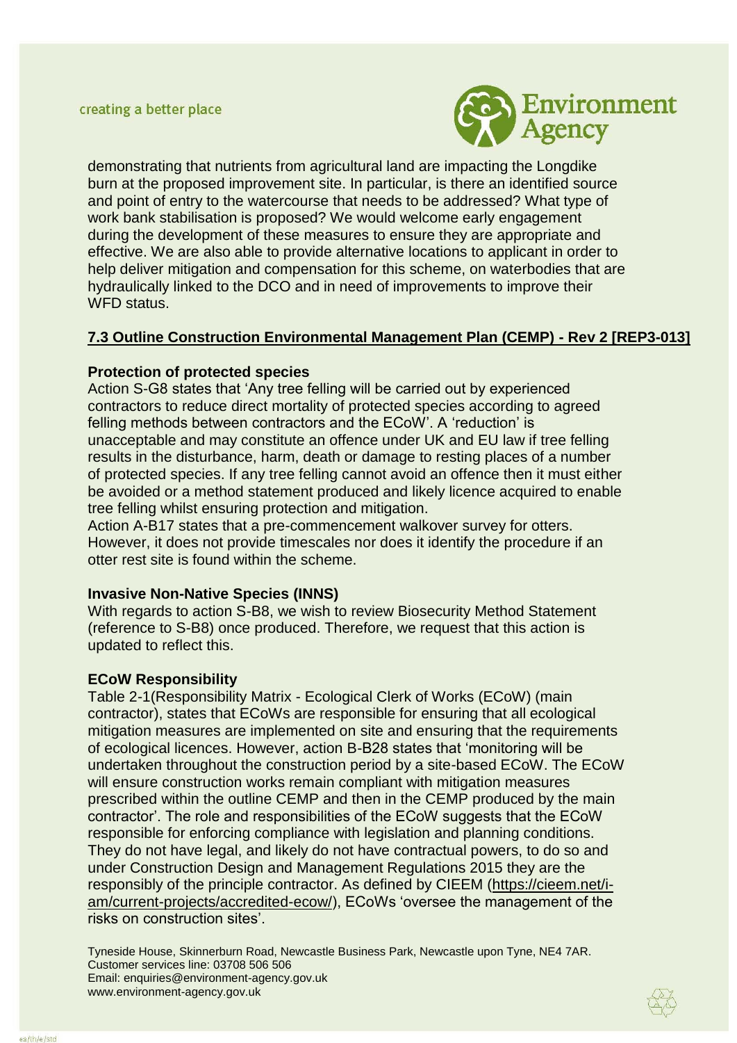demonstrating that nutrients from agricultural land are impacting the Longdike burn at the proposed improvement site. In particular, is there an identified source and point of entry to the watercourse that needs to be addressed? What type of work bank stabilisation is proposed? We would welcome early engagement during the development of these measures to ensure they are appropriate and effective. We are also able to provide alternative locations to applicant in order to help deliver mitigation and compensation for this scheme, on waterbodies that are hydraulically linked to the DCO and in need of improvements to improve their WFD status.

**7.3 Outline Construction Environmental Management Plan (CEMP) - Rev 2 [REP3-013]**

**Protection of protected species**

Action S-G8 states that 'Any tree felling will be carried out by experienced contractors to reduce direct mortality of protected species according to agreed felling methods between contractors and the ECoW'. A 'reduction' is unacceptable and may constitute an offence under UK and EU law if tree felling results in the disturbance, harm, death or damage to resting places of a number of protected species. If any tree felling cannot avoid an offence then it must either be avoided or a method statement produced and likely licence acquired to enable tree felling whilst ensuring protection and mitigation.

Action A-B17 states that a pre-commencement walkover survey for otters. However, it does not provide timescales nor does it identify the procedure if an otter rest site is found within the scheme.

**Invasive Non-Native Species (INNS)**

With regards to action S-B8, we wish to review Biosecurity Method Statement (reference to S-B8) once produced. Therefore, we request that this action is updated to reflect this.

**ECoW Responsibility**

Table 2-1(Responsibility Matrix - Ecological Clerk of Works (ECoW) (main contractor), states that ECoWs are responsible for ensuring that all ecological mitigation measures are implemented on site and ensuring that the requirements of ecological licences. However, action B-B28 states that 'monitoring will be undertaken throughout the construction period by a site-based ECoW. The ECoW will ensure construction works remain compliant with mitigation measures prescribed within the outline CEMP and then in the CEMP produced by the main contractor'. The role and responsibilities of the ECoW suggests that the ECoW responsible for enforcing compliance with legislation and planning conditions. They do not have legal, and likely do not have contractual powers, to do so and under Construction Design and Management Regulations 2015 they are the responsibly of the principle contractor. As defined by CIEEM (https://cieem.net/i-am/current-projects/accredited-ecow/), ECoWs 'oversee the management of the risks on construction sites'.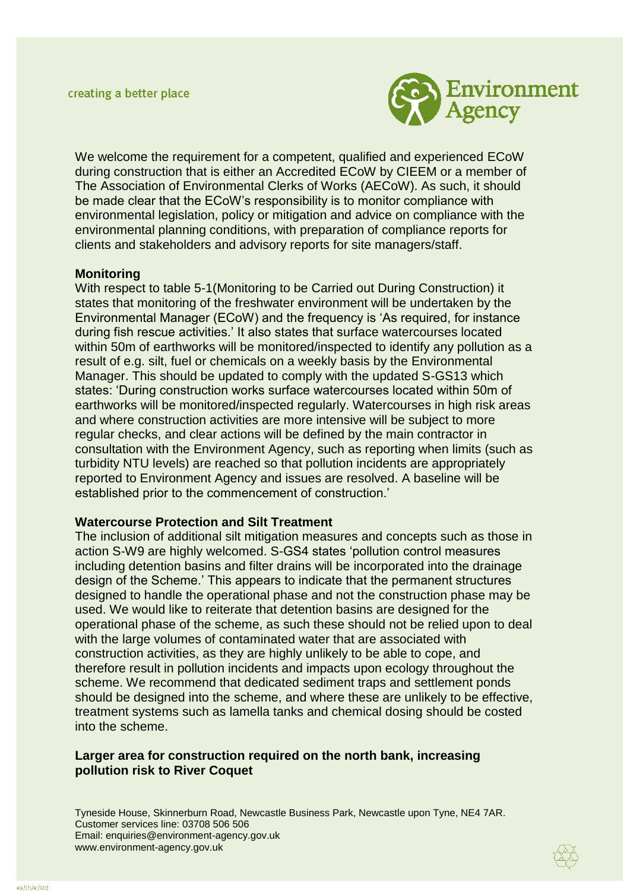We welcome the requirement for a competent, qualified and experienced ECoW during construction that is either an Accredited ECoW by CIEEM or a member of The Association of Environmental Clerks of Works (AECoW). As such, it should be made clear that the ECoW's responsibility is to monitor compliance with environmental legislation, policy or mitigation and advice on compliance with the environmental planning conditions, with preparation of compliance reports for clients and stakeholders and advisory reports for site managers/staff.

**Monitoring**

With respect to table 5-1(Monitoring to be Carried out During Construction) it states that monitoring of the freshwater environment will be undertaken by the Environmental Manager (ECoW) and the frequency is 'As required, for instance during fish rescue activities.' It also states that surface watercourses located within 50m of earthworks will be monitored/inspected to identify any pollution as a result of e.g. silt, fuel or chemicals on a weekly basis by the Environmental Manager. This should be updated to comply with the updated S-GS13 which states: 'During construction works surface watercourses located within 50m of earthworks will be monitored/inspected regularly. Watercourses in high risk areas and where construction activities are more intensive will be subject to more regular checks, and clear actions will be defined by the main contractor in consultation with the Environment Agency, such as reporting when limits (such as turbidity NTU levels) are reached so that pollution incidents are appropriately reported to Environment Agency and issues are resolved. A baseline will be established prior to the commencement of construction.'

**Watercourse Protection and Silt Treatment**

The inclusion of additional silt mitigation measures and concepts such as those in action S-W9 are highly welcomed. S-GS4 states 'pollution control measures including detention basins and filter drains will be incorporated into the drainage design of the Scheme.' This appears to indicate that the permanent structures designed to handle the operational phase and not the construction phase may be used. We would like to reiterate that detention basins are designed for the operational phase of the scheme, as such these should not be relied upon to deal with the large volumes of contaminated water that are associated with construction activities, as they are highly unlikely to be able to cope, and therefore result in pollution incidents and impacts upon ecology throughout the scheme. We recommend that dedicated sediment traps and settlement ponds should be designed into the scheme, and where these are unlikely to be effective, treatment systems such as lamella tanks and chemical dosing should be costed into the scheme.

**Larger area for construction required on the north bank, increasing pollution risk to River Coquet**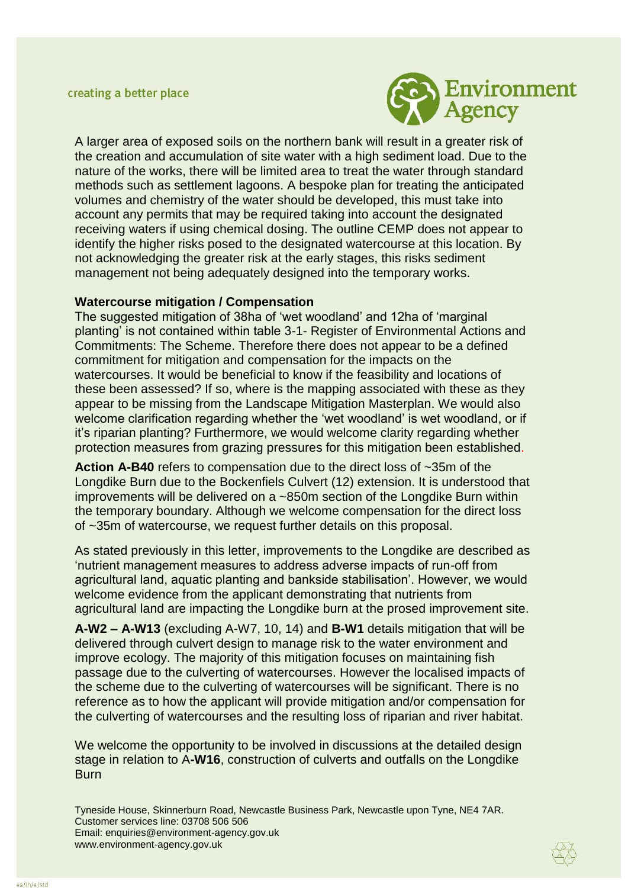A larger area of exposed soils on the northern bank will result in a greater risk of the creation and accumulation of site water with a high sediment load. Due to the nature of the works, there will be limited area to treat the water through standard methods such as settlement lagoons. A bespoke plan for treating the anticipated volumes and chemistry of the water should be developed, this must take into account any permits that may be required taking into account the designated receiving waters if using chemical dosing. The outline CEMP does not appear to identify the higher risks posed to the designated watercourse at this location. By not acknowledging the greater risk at the early stages, this risks sediment management not being adequately designed into the temporary works.

**Watercourse mitigation / Compensation**

The suggested mitigation of 38ha of 'wet woodland' and 12ha of 'marginal planting' is not contained within table 3-1- Register of Environmental Actions and Commitments: The Scheme. Therefore there does not appear to be a defined commitment for mitigation and compensation for the impacts on the watercourses. It would be beneficial to know if the feasibility and locations of these been assessed? If so, where is the mapping associated with these as they appear to be missing from the Landscape Mitigation Masterplan. We would also welcome clarification regarding whether the 'wet woodland' is wet woodland, or if it's riparian planting? Furthermore, we would welcome clarity regarding whether protection measures from grazing pressures for this mitigation been established.

**Action A-B40** refers to compensation due to the direct loss of ~35m of the Longdike Burn due to the Bockenfiels Culvert (12) extension. It is understood that improvements will be delivered on a ~850m section of the Longdike Burn within the temporary boundary. Although we welcome compensation for the direct loss of ~35m of watercourse, we request further details on this proposal.

As stated previously in this letter, improvements to the Longdike are described as 'nutrient management measures to address adverse impacts of run-off from agricultural land, aquatic planting and bankside stabilisation'. However, we would welcome evidence from the applicant demonstrating that nutrients from agricultural land are impacting the Longdike burn at the prosed improvement site.

**A-W2 – A-W13** (excluding A-W7, 10, 14) and **B-W1** details mitigation that will be delivered through culvert design to manage risk to the water environment and improve ecology. The majority of this mitigation focuses on maintaining fish passage due to the culverting of watercourses. However the localised impacts of the scheme due to the culverting of watercourses will be significant. There is no reference as to how the applicant will provide mitigation and/or compensation for the culverting of watercourses and the resulting loss of riparian and river habitat.

We welcome the opportunity to be involved in discussions at the detailed design stage in relation to A**-W16**, construction of culverts and outfalls on the Longdike Burn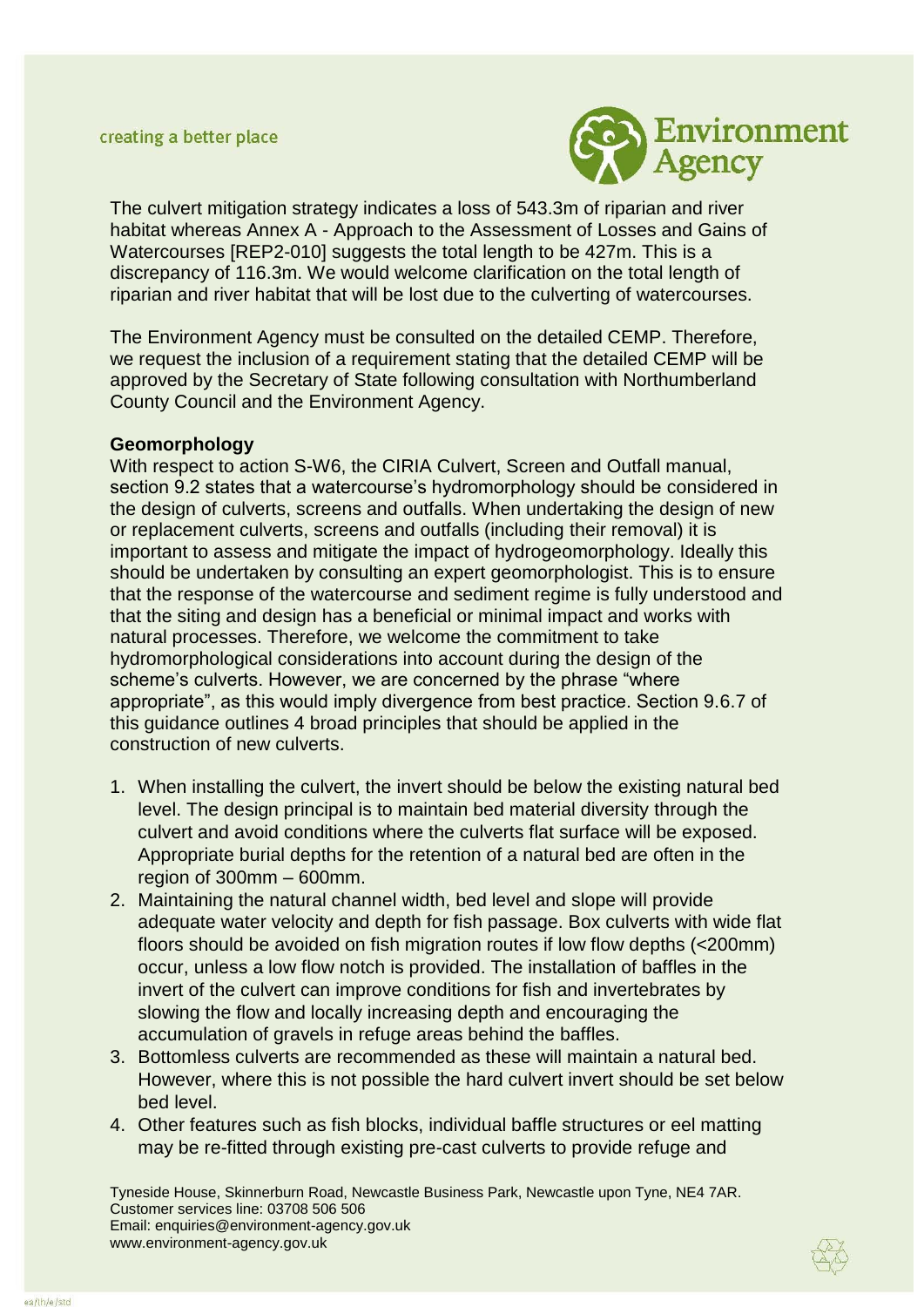The culvert mitigation strategy indicates a loss of 543.3m of riparian and river habitat whereas Annex A - Approach to the Assessment of Losses and Gains of Watercourses [REP2-010] suggests the total length to be 427m. This is a discrepancy of 116.3m. We would welcome clarification on the total length of riparian and river habitat that will be lost due to the culverting of watercourses.

The Environment Agency must be consulted on the detailed CEMP. Therefore, we request the inclusion of a requirement stating that the detailed CEMP will be approved by the Secretary of State following consultation with Northumberland County Council and the Environment Agency.

**Geomorphology**

With respect to action S-W6, the CIRIA Culvert, Screen and Outfall manual, section 9.2 states that a watercourse's hydromorphology should be considered in the design of culverts, screens and outfalls. When undertaking the design of new or replacement culverts, screens and outfalls (including their removal) it is important to assess and mitigate the impact of hydrogeomorphology. Ideally this should be undertaken by consulting an expert geomorphologist. This is to ensure that the response of the watercourse and sediment regime is fully understood and that the siting and design has a beneficial or minimal impact and works with natural processes. Therefore, we welcome the commitment to take hydromorphological considerations into account during the design of the scheme's culverts. However, we are concerned by the phrase "where appropriate", as this would imply divergence from best practice. Section 9.6.7 of this guidance outlines 4 broad principles that should be applied in the construction of new culverts.

1. When installing the culvert, the invert should be below the existing natural bed level. The design principal is to maintain bed material diversity through the culvert and avoid conditions where the culverts flat surface will be exposed. Appropriate burial depths for the retention of a natural bed are often in the region of 300mm – 600mm.
2. Maintaining the natural channel width, bed level and slope will provide adequate water velocity and depth for fish passage. Box culverts with wide flat floors should be avoided on fish migration routes if low flow depths (<200mm) occur, unless a low flow notch is provided. The installation of baffles in the invert of the culvert can improve conditions for fish and invertebrates by slowing the flow and locally increasing depth and encouraging the accumulation of gravels in refuge areas behind the baffles.
3. Bottomless culverts are recommended as these will maintain a natural bed. However, where this is not possible the hard culvert invert should be set below bed level.
4. Other features such as fish blocks, individual baffle structures or eel matting may be re-fitted through existing pre-cast culverts to provide refuge and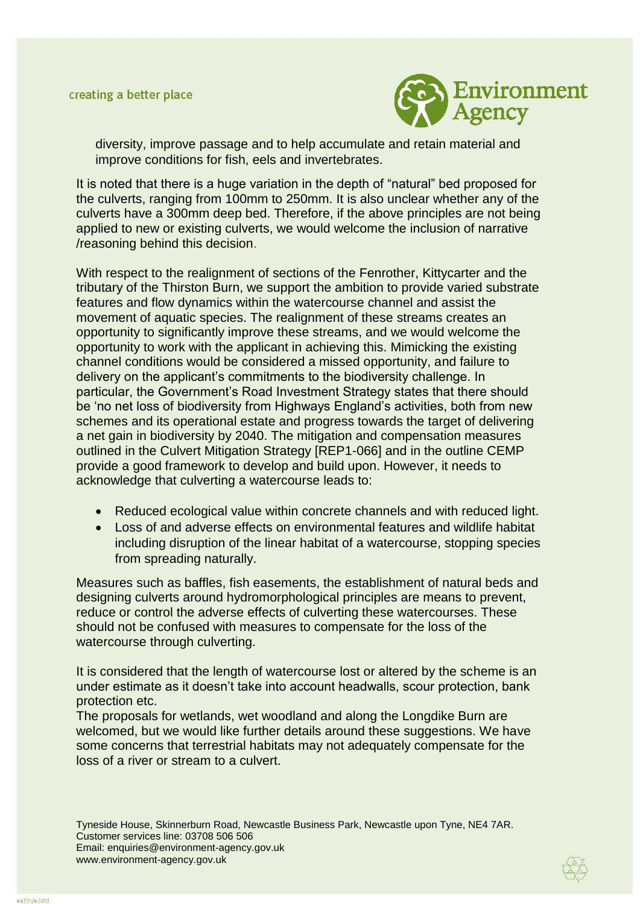diversity, improve passage and to help accumulate and retain material and improve conditions for fish, eels and invertebrates.

It is noted that there is a huge variation in the depth of “natural” bed proposed for the culverts, ranging from 100mm to 250mm. It is also unclear whether any of the culverts have a 300mm deep bed. Therefore, if the above principles are not being applied to new or existing culverts, we would welcome the inclusion of narrative /reasoning behind this decision.

With respect to the realignment of sections of the Fenrother, Kittycarter and the tributary of the Thirston Burn, we support the ambition to provide varied substrate features and flow dynamics within the watercourse channel and assist the movement of aquatic species. The realignment of these streams creates an opportunity to significantly improve these streams, and we would welcome the opportunity to work with the applicant in achieving this. Mimicking the existing channel conditions would be considered a missed opportunity, and failure to delivery on the applicant’s commitments to the biodiversity challenge. In particular, the Government’s Road Investment Strategy states that there should be ‘no net loss of biodiversity from Highways England’s activities, both from new schemes and its operational estate and progress towards the target of delivering a net gain in biodiversity by 2040. The mitigation and compensation measures outlined in the Culvert Mitigation Strategy [REP1-066] and in the outline CEMP provide a good framework to develop and build upon. However, it needs to acknowledge that culverting a watercourse leads to:

- Reduced ecological value within concrete channels and with reduced light.
- Loss of and adverse effects on environmental features and wildlife habitat including disruption of the linear habitat of a watercourse, stopping species from spreading naturally.

Measures such as baffles, fish easements, the establishment of natural beds and designing culverts around hydromorphological principles are means to prevent, reduce or control the adverse effects of culverting these watercourses. These should not be confused with measures to compensate for the loss of the watercourse through culverting.

It is considered that the length of watercourse lost or altered by the scheme is an under estimate as it doesn’t take into account headwalls, scour protection, bank protection etc.

The proposals for wetlands, wet woodland and along the Longdike Burn are welcomed, but we would like further details around these suggestions. We have some concerns that terrestrial habitats may not adequately compensate for the loss of a river or stream to a culvert.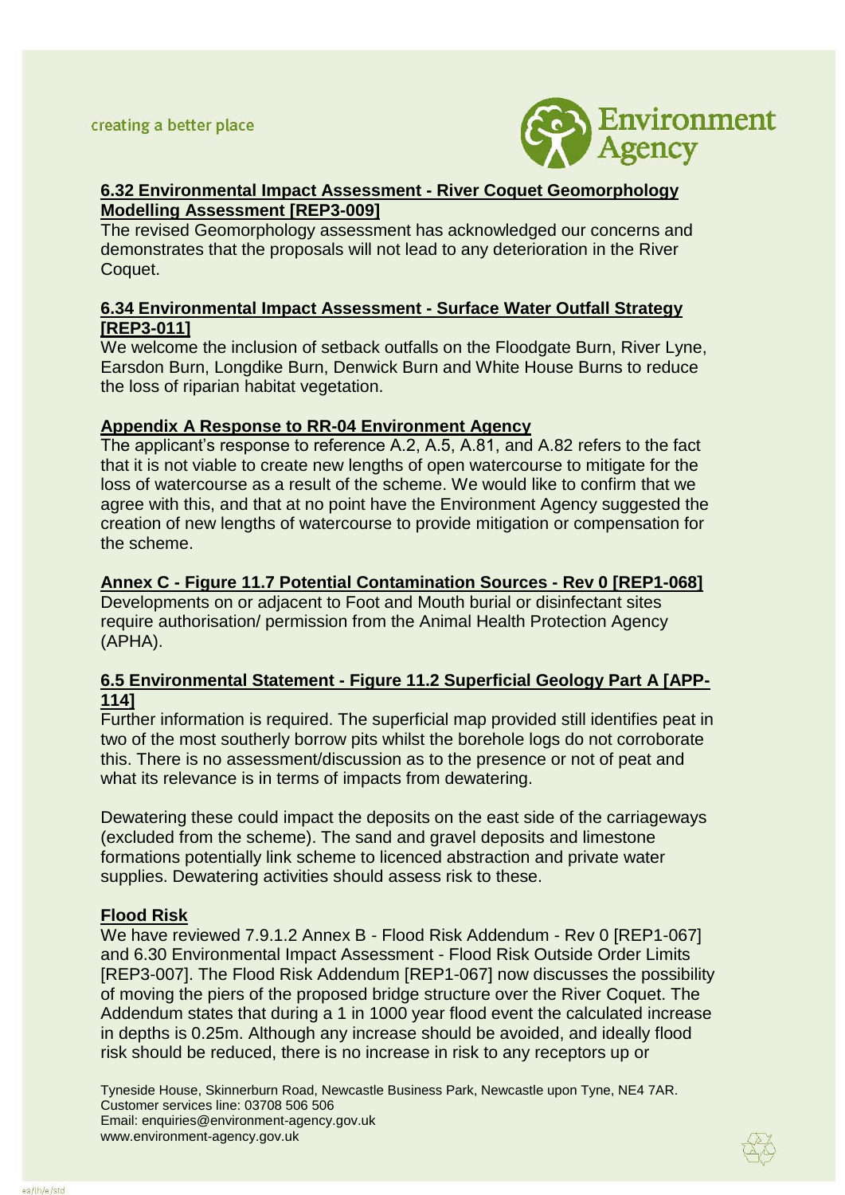**6.32 Environmental Impact Assessment - River Coquet Geomorphology Modelling Assessment [REP3-009]**

The revised Geomorphology assessment has acknowledged our concerns and demonstrates that the proposals will not lead to any deterioration in the River Coquet.

**6.34 Environmental Impact Assessment - Surface Water Outfall Strategy [REP3-011]**

We welcome the inclusion of setback outfalls on the Floodgate Burn, River Lyne, Earsdon Burn, Longdike Burn, Denwick Burn and White House Burns to reduce the loss of riparian habitat vegetation.

**Appendix A Response to RR-04 Environment Agency**

The applicant's response to reference A.2, A.5, A.81, and A.82 refers to the fact that it is not viable to create new lengths of open watercourse to mitigate for the loss of watercourse as a result of the scheme. We would like to confirm that we agree with this, and that at no point have the Environment Agency suggested the creation of new lengths of watercourse to provide mitigation or compensation for the scheme.

**Annex C - Figure 11.7 Potential Contamination Sources - Rev 0 [REP1-068]**

Developments on or adjacent to Foot and Mouth burial or disinfectant sites require authorisation/ permission from the Animal Health Protection Agency (APHA).

**6.5 Environmental Statement - Figure 11.2 Superficial Geology Part A [APP-114]**

Further information is required. The superficial map provided still identifies peat in two of the most southerly borrow pits whilst the borehole logs do not corroborate this. There is no assessment/discussion as to the presence or not of peat and what its relevance is in terms of impacts from dewatering.

Dewatering these could impact the deposits on the east side of the carriageways (excluded from the scheme). The sand and gravel deposits and limestone formations potentially link scheme to licenced abstraction and private water supplies. Dewatering activities should assess risk to these.

**Flood Risk**

We have reviewed 7.9.1.2 Annex B - Flood Risk Addendum - Rev 0 [REP1-067] and 6.30 Environmental Impact Assessment - Flood Risk Outside Order Limits [REP3-007]. The Flood Risk Addendum [REP1-067] now discusses the possibility of moving the piers of the proposed bridge structure over the River Coquet. The Addendum states that during a 1 in 1000 year flood event the calculated increase in depths is 0.25m. Although any increase should be avoided, and ideally flood risk should be reduced, there is no increase in risk to any receptors up or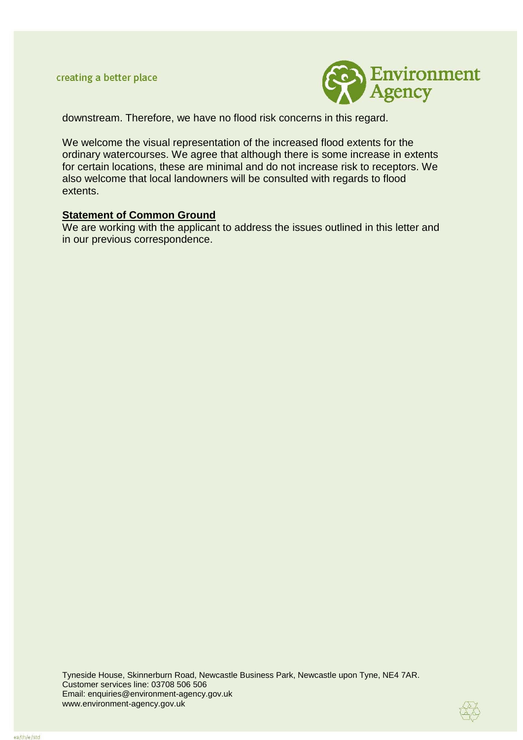downstream. Therefore, we have no flood risk concerns in this regard.

We welcome the visual representation of the increased flood extents for the ordinary watercourses. We agree that although there is some increase in extents for certain locations, these are minimal and do not increase risk to receptors. We also welcome that local landowners will be consulted with regards to flood extents.

**Statement of Common Ground**

We are working with the applicant to address the issues outlined in this letter and in our previous correspondence.